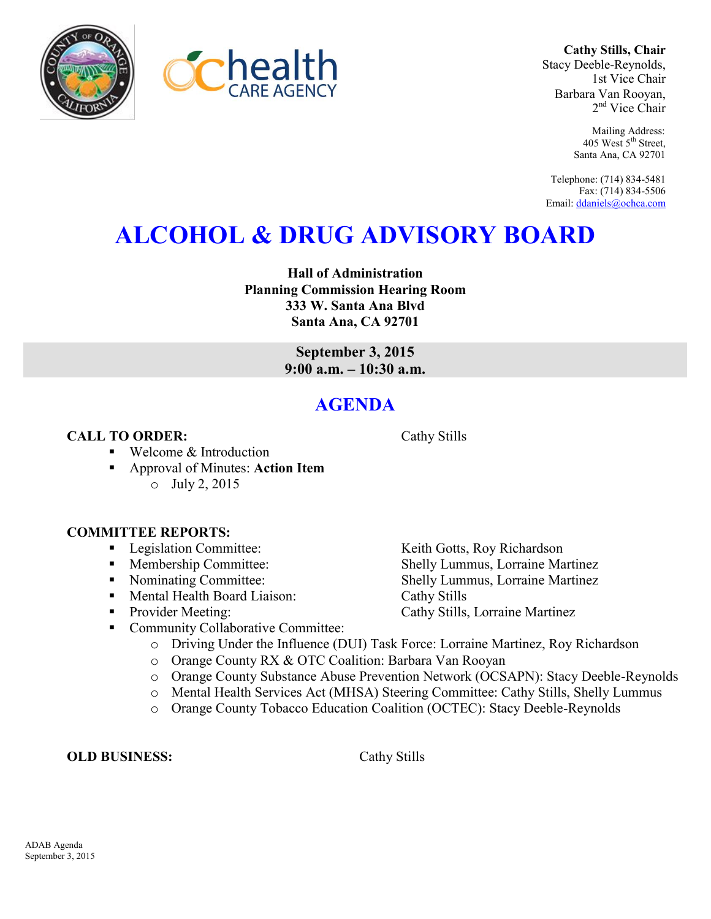**Cathy Stills, Chair**
Stacy Deeble-Reynolds,
1st Vice Chair
Barbara Van Rooyan,
2nd Vice Chair

Mailing Address:
405 West 5th Street,
Santa Ana, CA 92701

Telephone: (714) 834-5481
Fax: (714) 834-5506
Email: ddaniels@ochca.com

# ALCOHOL & DRUG ADVISORY BOARD

**Hall of Administration**
**Planning Commission Hearing Room**
**333 W. Santa Ana Blvd**
**Santa Ana, CA 92701**

**September 3, 2015**
**9:00 a.m. – 10:30 a.m.**

## AGENDA

**CALL TO ORDER:** Cathy Stills

- Welcome & Introduction
- Approval of Minutes: **Action Item**
  - July 2, 2015

**COMMITTEE REPORTS:**

- Legislation Committee: Keith Gotts, Roy Richardson
- Membership Committee: Shelly Lummus, Lorraine Martinez
- Nominating Committee: Shelly Lummus, Lorraine Martinez
- Mental Health Board Liaison: Cathy Stills
- Provider Meeting: Cathy Stills, Lorraine Martinez
- Community Collaborative Committee:
  - Driving Under the Influence (DUI) Task Force: Lorraine Martinez, Roy Richardson
  - Orange County RX & OTC Coalition: Barbara Van Rooyan
  - Orange County Substance Abuse Prevention Network (OCSAPN): Stacy Deeble-Reynolds
  - Mental Health Services Act (MHSA) Steering Committee: Cathy Stills, Shelly Lummus
  - Orange County Tobacco Education Coalition (OCTEC): Stacy Deeble-Reynolds

**OLD BUSINESS:** Cathy Stills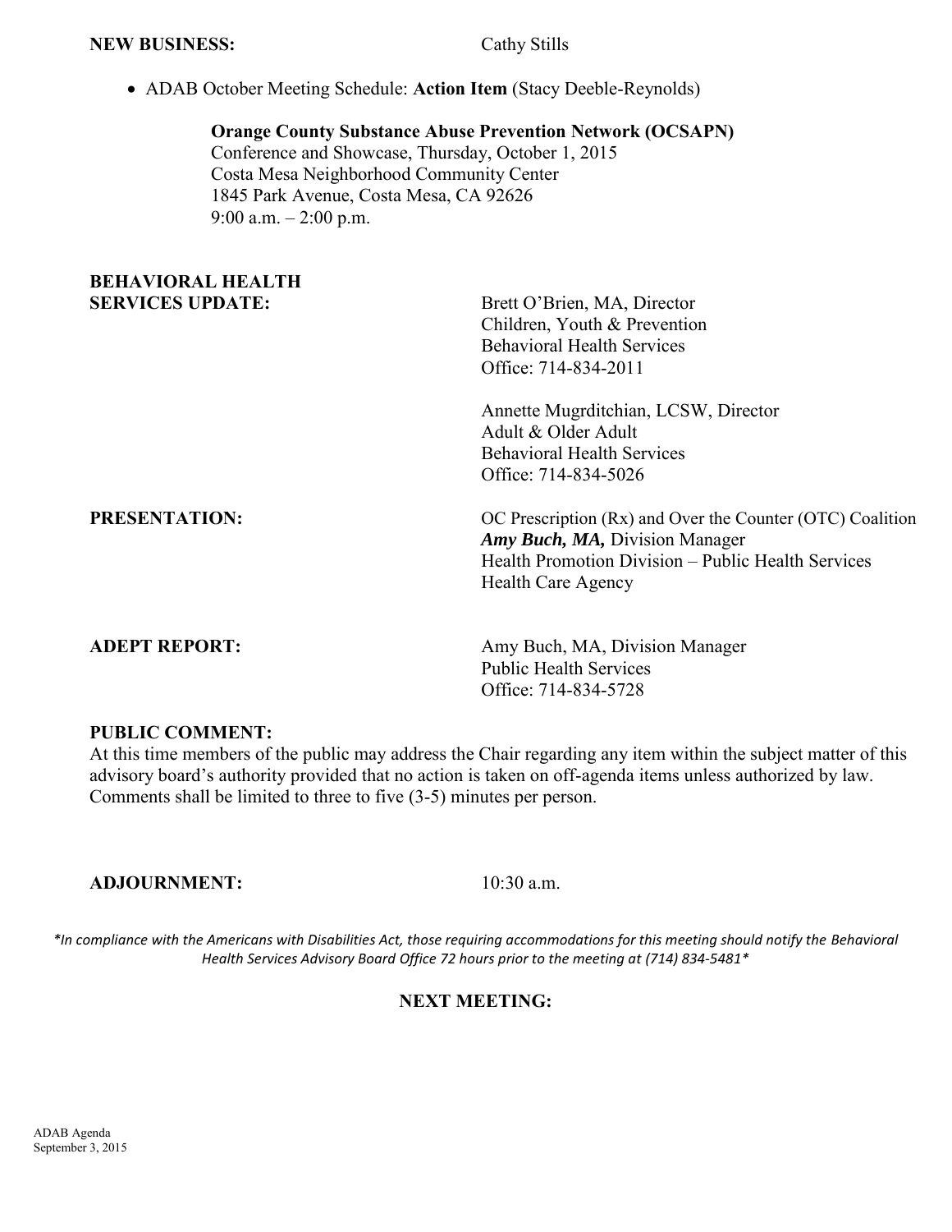**NEW BUSINESS:** Cathy Stills

- ADAB October Meeting Schedule: **Action Item** (Stacy Deeble-Reynolds)

  **Orange County Substance Abuse Prevention Network (OCSAPN)**
  Conference and Showcase, Thursday, October 1, 2015
  Costa Mesa Neighborhood Community Center
  1845 Park Avenue, Costa Mesa, CA 92626
  9:00 a.m. – 2:00 p.m.

**BEHAVIORAL HEALTH SERVICES UPDATE:**

Brett O'Brien, MA, Director
Children, Youth & Prevention
Behavioral Health Services
Office: 714-834-2011

Annette Mugrditchian, LCSW, Director
Adult & Older Adult
Behavioral Health Services
Office: 714-834-5026

**PRESENTATION:**

OC Prescription (Rx) and Over the Counter (OTC) Coalition
***Amy Buch, MA,*** Division Manager
Health Promotion Division – Public Health Services
Health Care Agency

**ADEPT REPORT:**

Amy Buch, MA, Division Manager
Public Health Services
Office: 714-834-5728

**PUBLIC COMMENT:**
At this time members of the public may address the Chair regarding any item within the subject matter of this advisory board's authority provided that no action is taken on off-agenda items unless authorized by law. Comments shall be limited to three to five (3-5) minutes per person.

**ADJOURNMENT:** 10:30 a.m.

*\*In compliance with the Americans with Disabilities Act, those requiring accommodations for this meeting should notify the Behavioral Health Services Advisory Board Office 72 hours prior to the meeting at (714) 834-5481\**

**NEXT MEETING:**